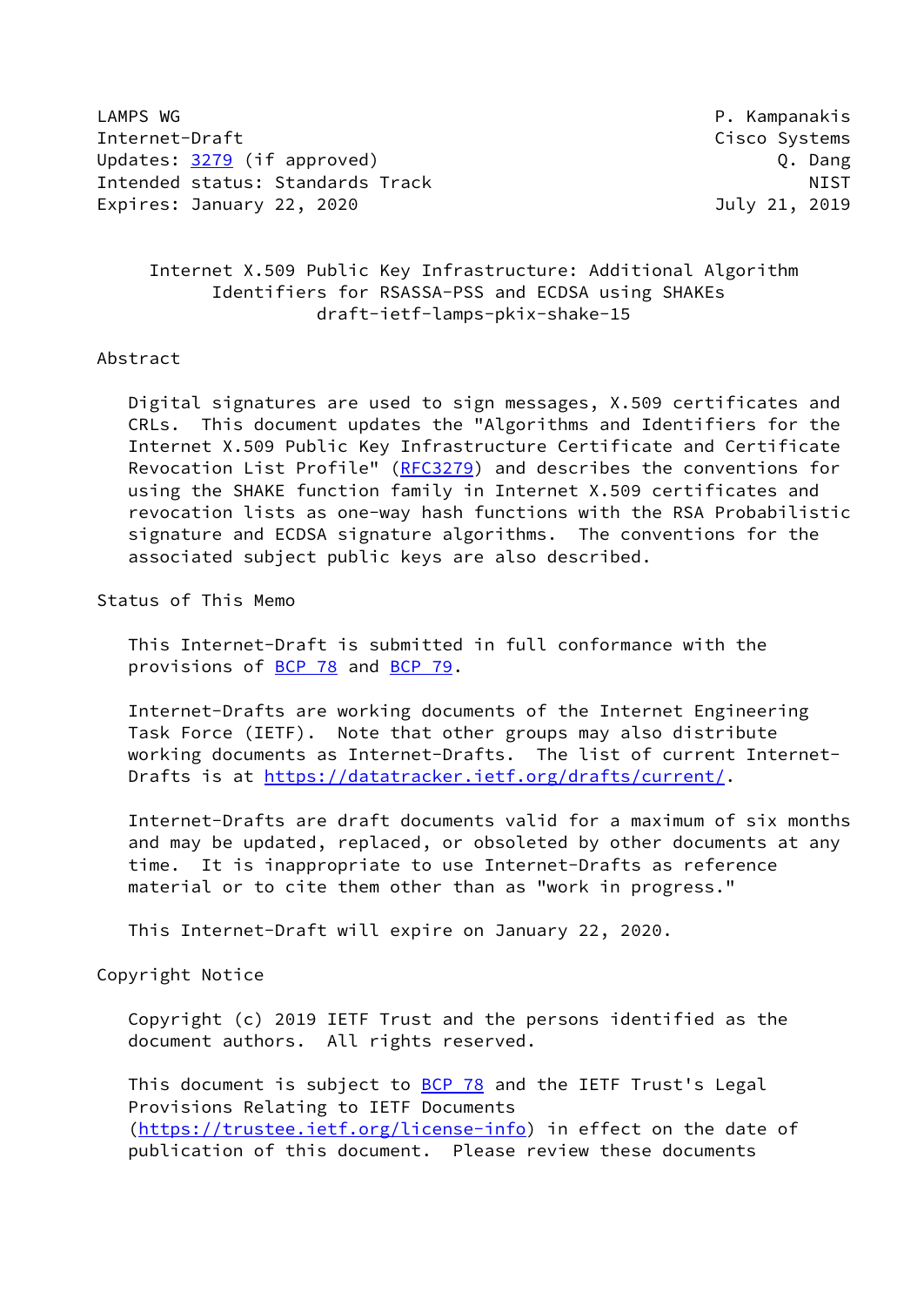LAMPS WG P. Kampanakis
Internet-Draft Cisco Systems
Updates: 3279 (if approved) Q. Dang
Intended status: Standards Track NIST
Expires: January 22, 2020 July 21, 2019

# Internet X.509 Public Key Infrastructure: Additional Algorithm Identifiers for RSASSA-PSS and ECDSA using SHAKEs
draft-ietf-lamps-pkix-shake-15

## Abstract

Digital signatures are used to sign messages, X.509 certificates and CRLs. This document updates the "Algorithms and Identifiers for the Internet X.509 Public Key Infrastructure Certificate and Certificate Revocation List Profile" (RFC3279) and describes the conventions for using the SHAKE function family in Internet X.509 certificates and revocation lists as one-way hash functions with the RSA Probabilistic signature and ECDSA signature algorithms. The conventions for the associated subject public keys are also described.

## Status of This Memo

This Internet-Draft is submitted in full conformance with the provisions of BCP 78 and BCP 79.

Internet-Drafts are working documents of the Internet Engineering Task Force (IETF). Note that other groups may also distribute working documents as Internet-Drafts. The list of current Internet-Drafts is at https://datatracker.ietf.org/drafts/current/.

Internet-Drafts are draft documents valid for a maximum of six months and may be updated, replaced, or obsoleted by other documents at any time. It is inappropriate to use Internet-Drafts as reference material or to cite them other than as "work in progress."

This Internet-Draft will expire on January 22, 2020.

## Copyright Notice

Copyright (c) 2019 IETF Trust and the persons identified as the document authors. All rights reserved.

This document is subject to BCP 78 and the IETF Trust's Legal Provisions Relating to IETF Documents (https://trustee.ietf.org/license-info) in effect on the date of publication of this document. Please review these documents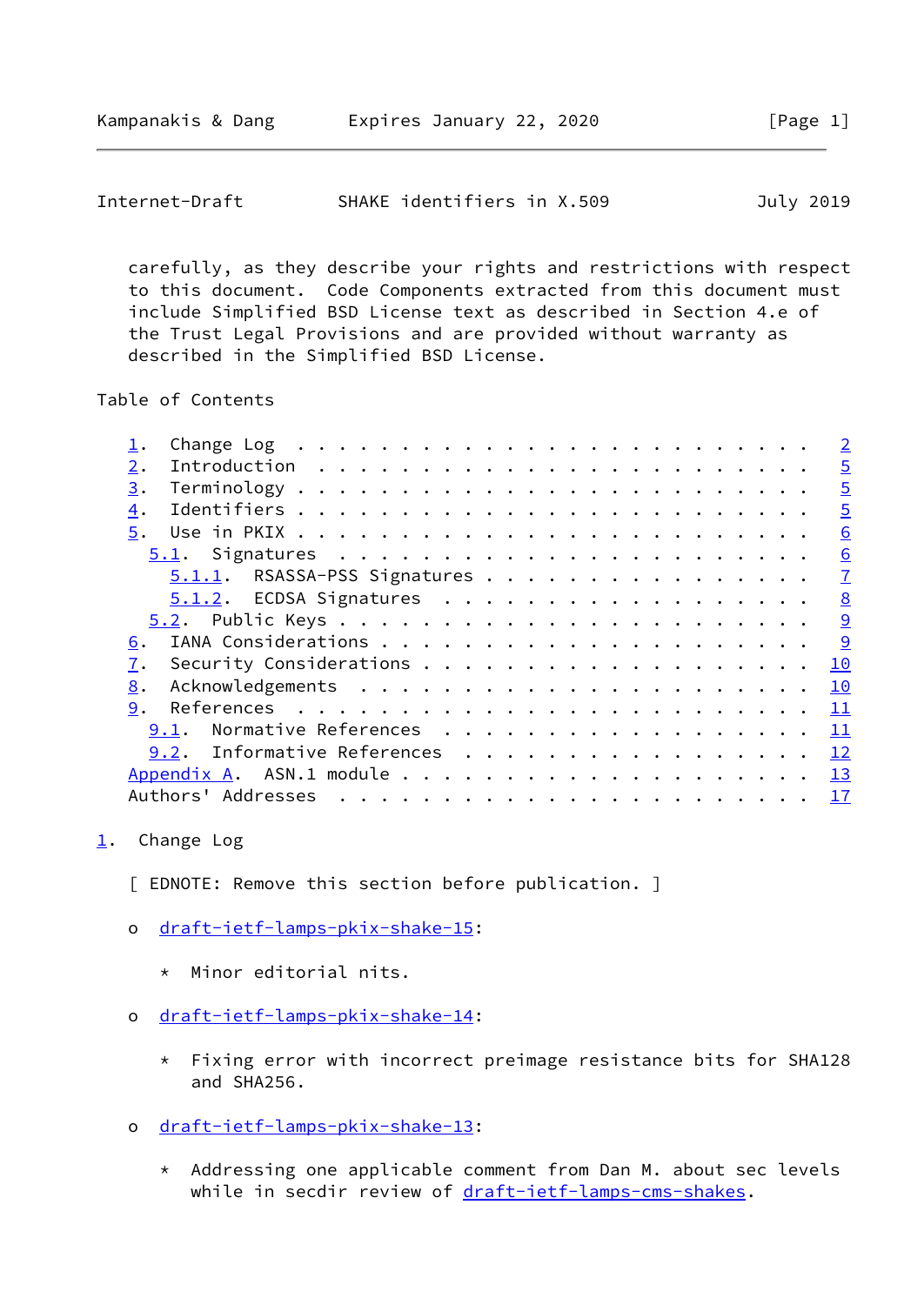carefully, as they describe your rights and restrictions with respect to this document. Code Components extracted from this document must include Simplified BSD License text as described in Section 4.e of the Trust Legal Provisions and are provided without warranty as described in the Simplified BSD License.

Table of Contents

```
   1.  Change Log  . . . . . . . . . . . . . . . . . . . . . . . .   2
   2.  Introduction  . . . . . . . . . . . . . . . . . . . . . . .   5
   3.  Terminology . . . . . . . . . . . . . . . . . . . . . . . .   5
   4.  Identifiers . . . . . . . . . . . . . . . . . . . . . . . .   5
   5.  Use in PKIX . . . . . . . . . . . . . . . . . . . . . . . .   6
     5.1.  Signatures  . . . . . . . . . . . . . . . . . . . . . .   6
       5.1.1.  RSASSA-PSS Signatures . . . . . . . . . . . . . . .   7
       5.1.2.  ECDSA Signatures  . . . . . . . . . . . . . . . . .   8
     5.2.  Public Keys . . . . . . . . . . . . . . . . . . . . . .   9
   6.  IANA Considerations . . . . . . . . . . . . . . . . . . . .   9
   7.  Security Considerations . . . . . . . . . . . . . . . . . .  10
   8.  Acknowledgements  . . . . . . . . . . . . . . . . . . . . .  10
   9.  References  . . . . . . . . . . . . . . . . . . . . . . . .  11
     9.1.  Normative References  . . . . . . . . . . . . . . . . .  11
     9.2.  Informative References  . . . . . . . . . . . . . . . .  12
   Appendix A.  ASN.1 module . . . . . . . . . . . . . . . . . . .  13
   Authors' Addresses  . . . . . . . . . . . . . . . . . . . . . .  17
```

## 1. Change Log

[ EDNOTE: Remove this section before publication. ]

- draft-ietf-lamps-pkix-shake-15:
  - Minor editorial nits.
- draft-ietf-lamps-pkix-shake-14:
  - Fixing error with incorrect preimage resistance bits for SHA128 and SHA256.
- draft-ietf-lamps-pkix-shake-13:
  - Addressing one applicable comment from Dan M. about sec levels while in secdir review of draft-ietf-lamps-cms-shakes.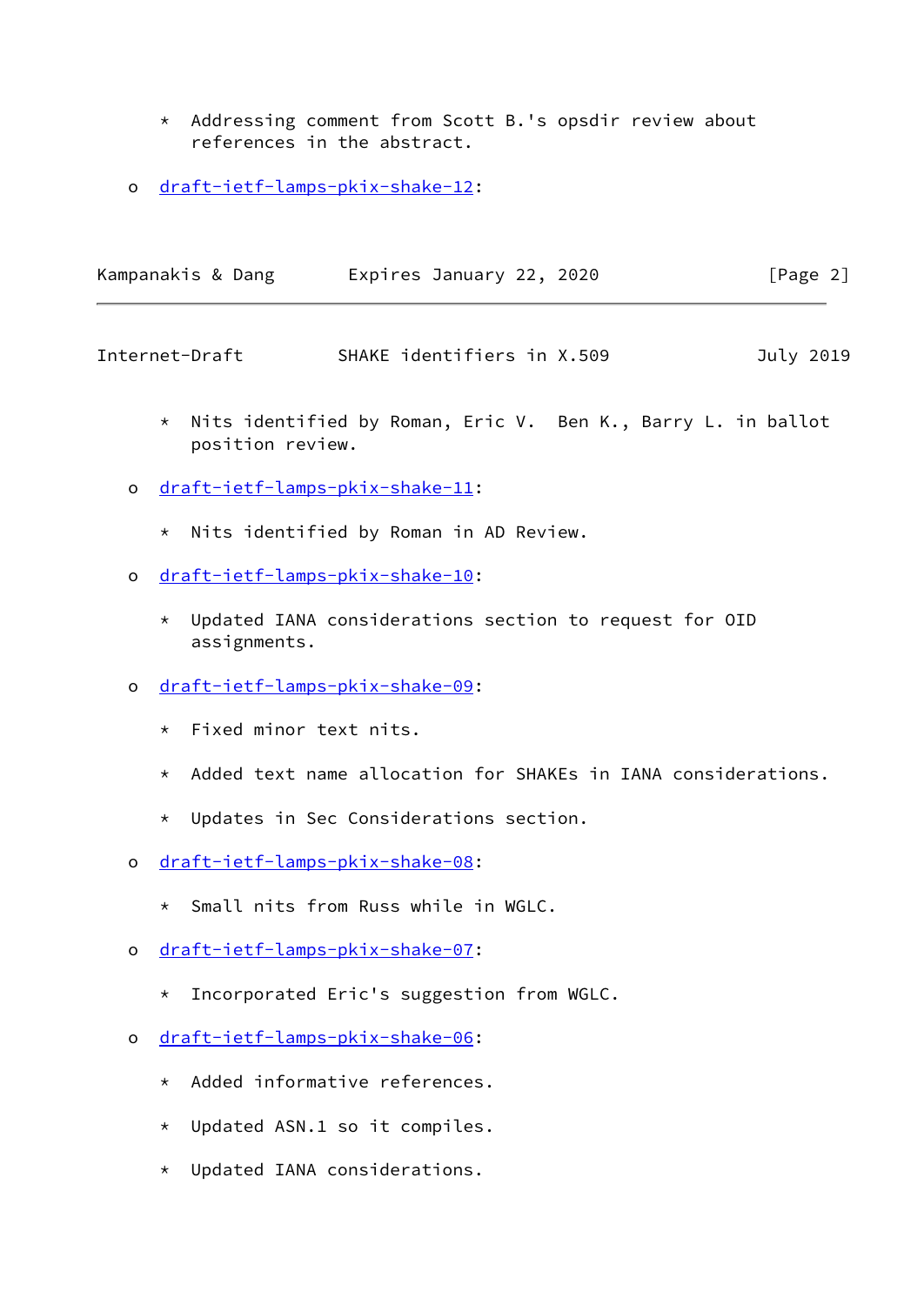* Addressing comment from Scott B.'s opsdir review about references in the abstract.

- draft-ietf-lamps-pkix-shake-12:

   * Nits identified by Roman, Eric V.  Ben K., Barry L. in ballot position review.

- draft-ietf-lamps-pkix-shake-11:

   * Nits identified by Roman in AD Review.

- draft-ietf-lamps-pkix-shake-10:

   * Updated IANA considerations section to request for OID assignments.

- draft-ietf-lamps-pkix-shake-09:

   * Fixed minor text nits.

   * Added text name allocation for SHAKEs in IANA considerations.

   * Updates in Sec Considerations section.

- draft-ietf-lamps-pkix-shake-08:

   * Small nits from Russ while in WGLC.

- draft-ietf-lamps-pkix-shake-07:

   * Incorporated Eric's suggestion from WGLC.

- draft-ietf-lamps-pkix-shake-06:

   * Added informative references.

   * Updated ASN.1 so it compiles.

   * Updated IANA considerations.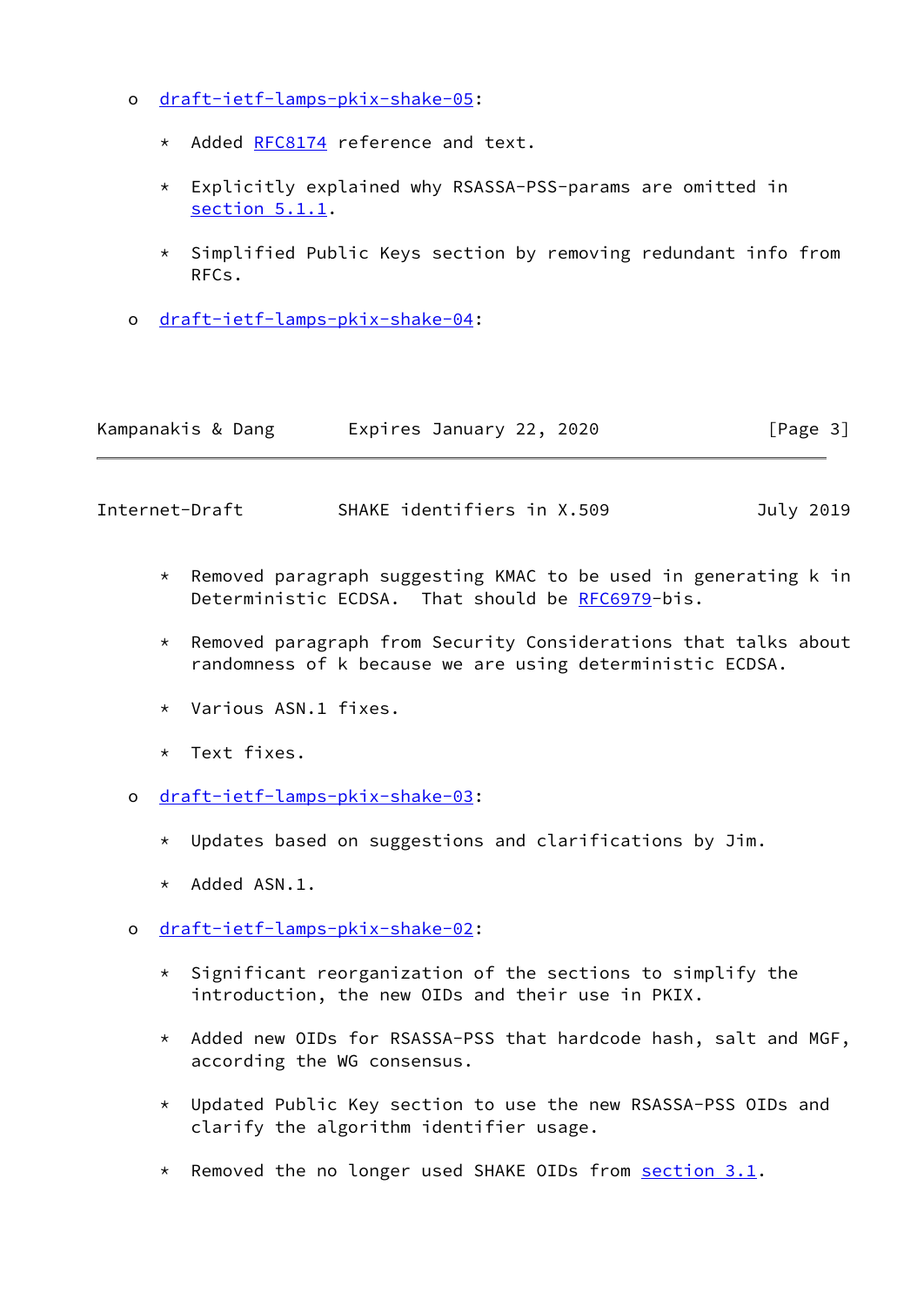- draft-ietf-lamps-pkix-shake-05:

  * Added RFC8174 reference and text.

  * Explicitly explained why RSASSA-PSS-params are omitted in section 5.1.1.

  * Simplified Public Keys section by removing redundant info from RFCs.

- draft-ietf-lamps-pkix-shake-04:

  * Removed paragraph suggesting KMAC to be used in generating k in Deterministic ECDSA. That should be RFC6979-bis.

  * Removed paragraph from Security Considerations that talks about randomness of k because we are using deterministic ECDSA.

  * Various ASN.1 fixes.

  * Text fixes.

- draft-ietf-lamps-pkix-shake-03:

  * Updates based on suggestions and clarifications by Jim.

  * Added ASN.1.

- draft-ietf-lamps-pkix-shake-02:

  * Significant reorganization of the sections to simplify the introduction, the new OIDs and their use in PKIX.

  * Added new OIDs for RSASSA-PSS that hardcode hash, salt and MGF, according the WG consensus.

  * Updated Public Key section to use the new RSASSA-PSS OIDs and clarify the algorithm identifier usage.

  * Removed the no longer used SHAKE OIDs from section 3.1.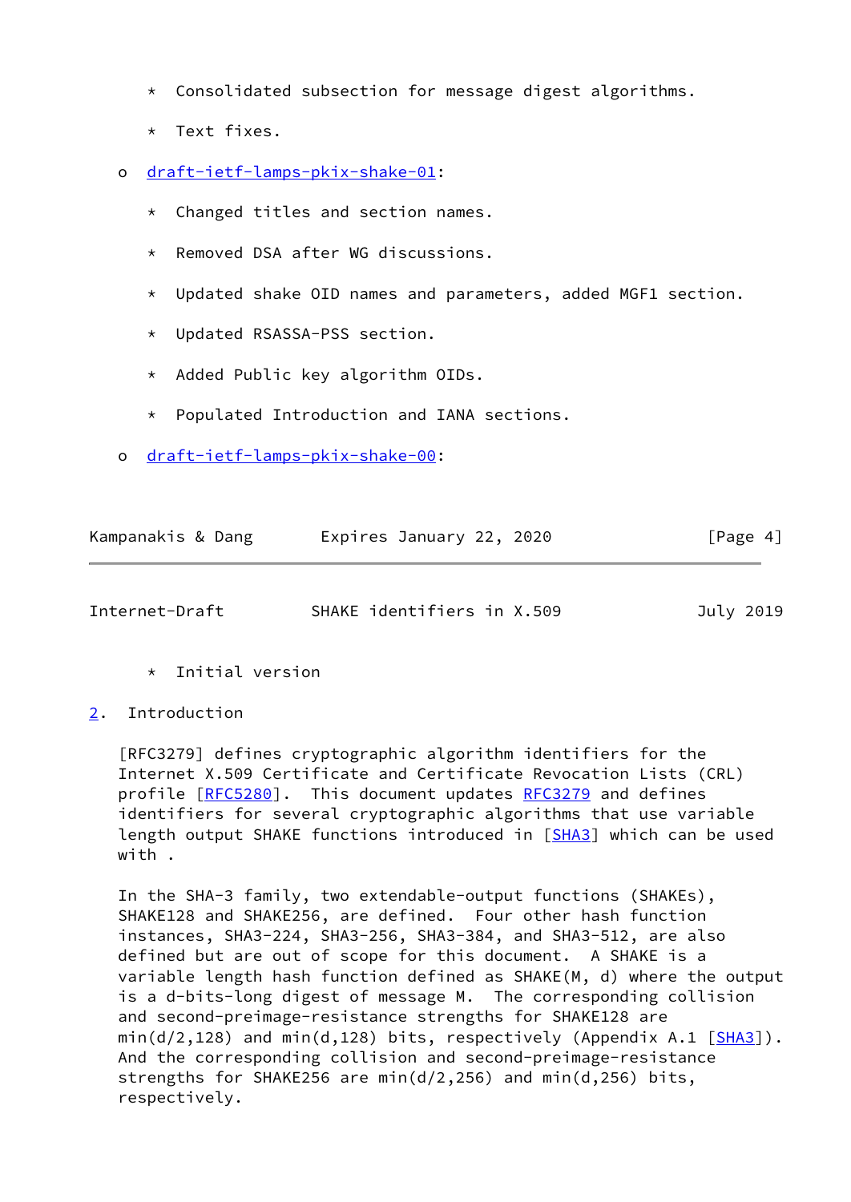* Consolidated subsection for message digest algorithms.

   * Text fixes.

- draft-ietf-lamps-pkix-shake-01:

   * Changed titles and section names.

   * Removed DSA after WG discussions.

   * Updated shake OID names and parameters, added MGF1 section.

   * Updated RSASSA-PSS section.

   * Added Public key algorithm OIDs.

   * Populated Introduction and IANA sections.

- draft-ietf-lamps-pkix-shake-00:

   * Initial version

## 2. Introduction

[RFC3279] defines cryptographic algorithm identifiers for the Internet X.509 Certificate and Certificate Revocation Lists (CRL) profile [RFC5280]. This document updates RFC3279 and defines identifiers for several cryptographic algorithms that use variable length output SHAKE functions introduced in [SHA3] which can be used with .

In the SHA-3 family, two extendable-output functions (SHAKEs), SHAKE128 and SHAKE256, are defined. Four other hash function instances, SHA3-224, SHA3-256, SHA3-384, and SHA3-512, are also defined but are out of scope for this document. A SHAKE is a variable length hash function defined as SHAKE(M, d) where the output is a d-bits-long digest of message M. The corresponding collision and second-preimage-resistance strengths for SHAKE128 are min(d/2,128) and min(d,128) bits, respectively (Appendix A.1 [SHA3]). And the corresponding collision and second-preimage-resistance strengths for SHAKE256 are min(d/2,256) and min(d,256) bits, respectively.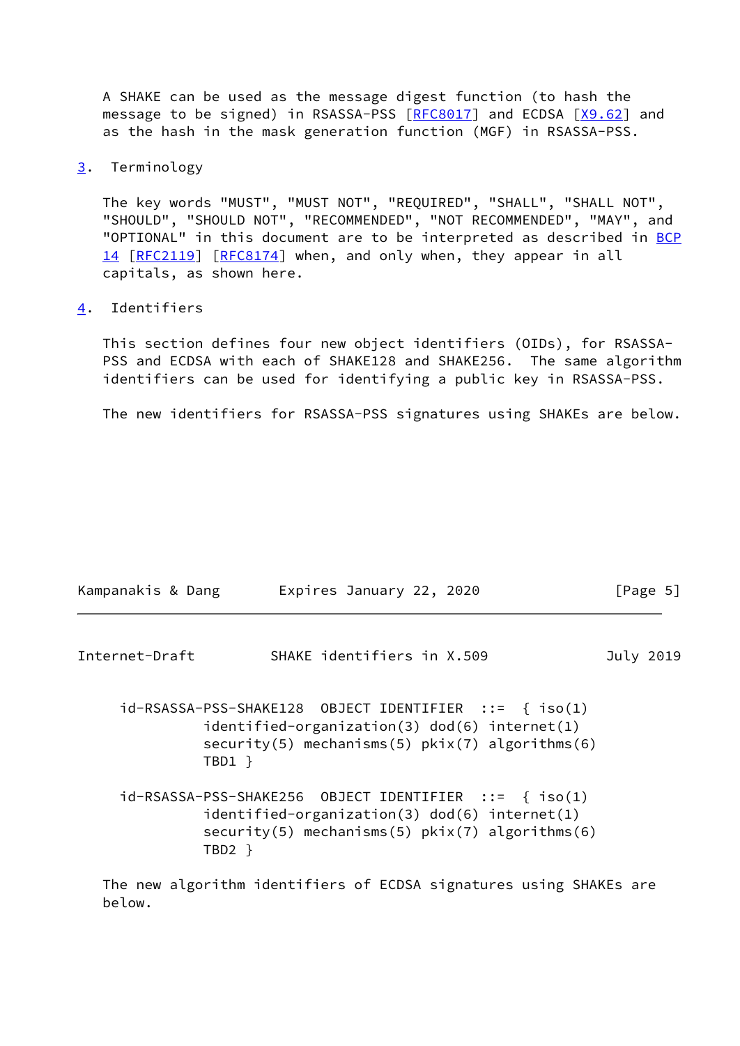A SHAKE can be used as the message digest function (to hash the message to be signed) in RSASSA-PSS [RFC8017] and ECDSA [X9.62] and as the hash in the mask generation function (MGF) in RSASSA-PSS.

## 3. Terminology

The key words "MUST", "MUST NOT", "REQUIRED", "SHALL", "SHALL NOT", "SHOULD", "SHOULD NOT", "RECOMMENDED", "NOT RECOMMENDED", "MAY", and "OPTIONAL" in this document are to be interpreted as described in BCP 14 [RFC2119] [RFC8174] when, and only when, they appear in all capitals, as shown here.

## 4. Identifiers

This section defines four new object identifiers (OIDs), for RSASSA-PSS and ECDSA with each of SHAKE128 and SHAKE256. The same algorithm identifiers can be used for identifying a public key in RSASSA-PSS.

The new identifiers for RSASSA-PSS signatures using SHAKEs are below.

```
id-RSASSA-PSS-SHAKE128  OBJECT IDENTIFIER  ::=  { iso(1)
          identified-organization(3) dod(6) internet(1)
          security(5) mechanisms(5) pkix(7) algorithms(6)
          TBD1 }

id-RSASSA-PSS-SHAKE256  OBJECT IDENTIFIER  ::=  { iso(1)
          identified-organization(3) dod(6) internet(1)
          security(5) mechanisms(5) pkix(7) algorithms(6)
          TBD2 }
```

The new algorithm identifiers of ECDSA signatures using SHAKEs are below.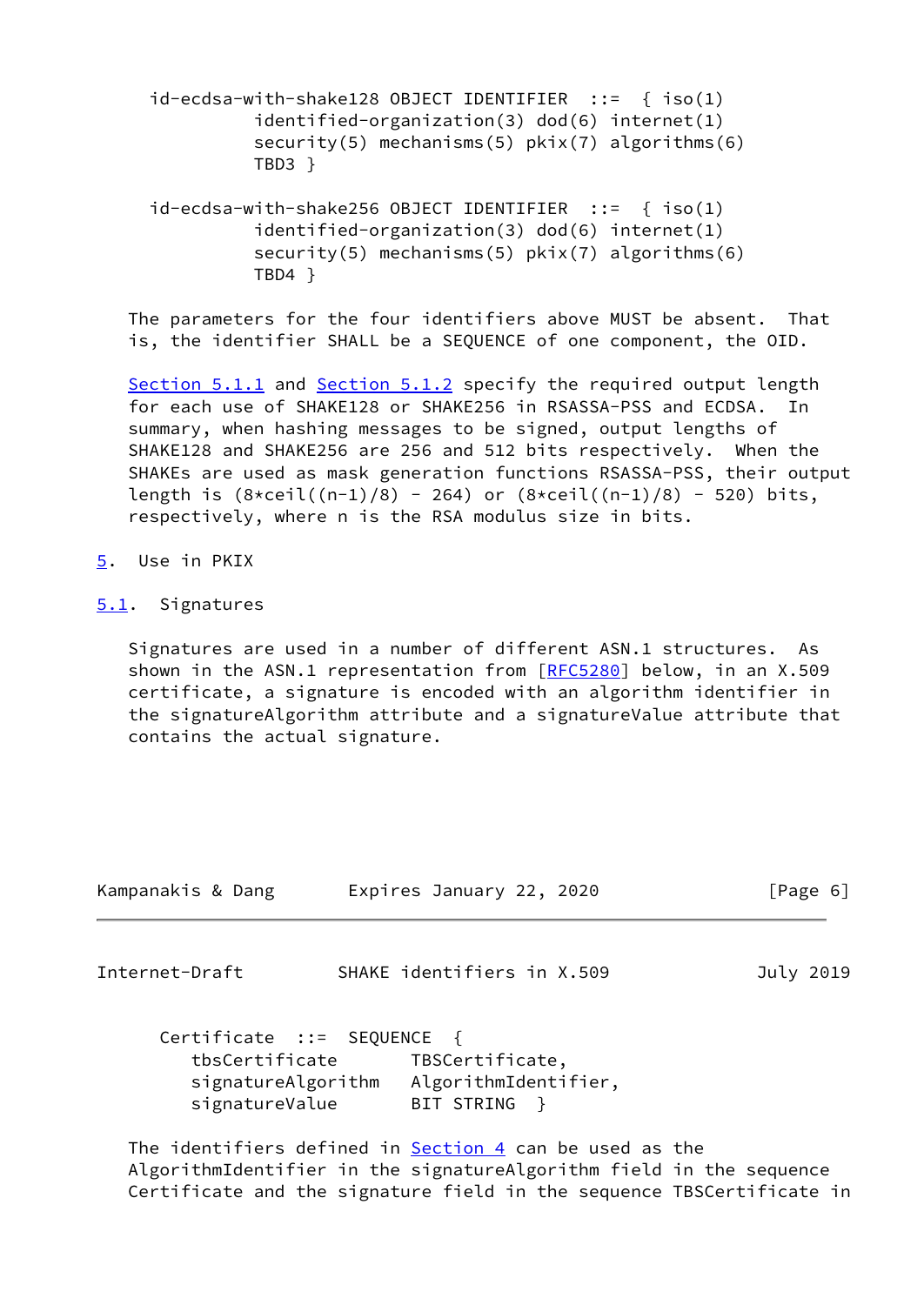```
id-ecdsa-with-shake128 OBJECT IDENTIFIER  ::=  { iso(1)
          identified-organization(3) dod(6) internet(1)
          security(5) mechanisms(5) pkix(7) algorithms(6)
          TBD3 }

id-ecdsa-with-shake256 OBJECT IDENTIFIER  ::=  { iso(1)
          identified-organization(3) dod(6) internet(1)
          security(5) mechanisms(5) pkix(7) algorithms(6)
          TBD4 }
```

The parameters for the four identifiers above MUST be absent. That is, the identifier SHALL be a SEQUENCE of one component, the OID.

Section 5.1.1 and Section 5.1.2 specify the required output length for each use of SHAKE128 or SHAKE256 in RSASSA-PSS and ECDSA. In summary, when hashing messages to be signed, output lengths of SHAKE128 and SHAKE256 are 256 and 512 bits respectively. When the SHAKEs are used as mask generation functions RSASSA-PSS, their output length is (8*ceil((n-1)/8) - 264) or (8*ceil((n-1)/8) - 520) bits, respectively, where n is the RSA modulus size in bits.

## 5. Use in PKIX

### 5.1. Signatures

Signatures are used in a number of different ASN.1 structures. As shown in the ASN.1 representation from [RFC5280] below, in an X.509 certificate, a signature is encoded with an algorithm identifier in the signatureAlgorithm attribute and a signatureValue attribute that contains the actual signature.

```
Certificate  ::=  SEQUENCE  {
   tbsCertificate       TBSCertificate,
   signatureAlgorithm   AlgorithmIdentifier,
   signatureValue       BIT STRING  }
```

The identifiers defined in Section 4 can be used as the AlgorithmIdentifier in the signatureAlgorithm field in the sequence Certificate and the signature field in the sequence TBSCertificate in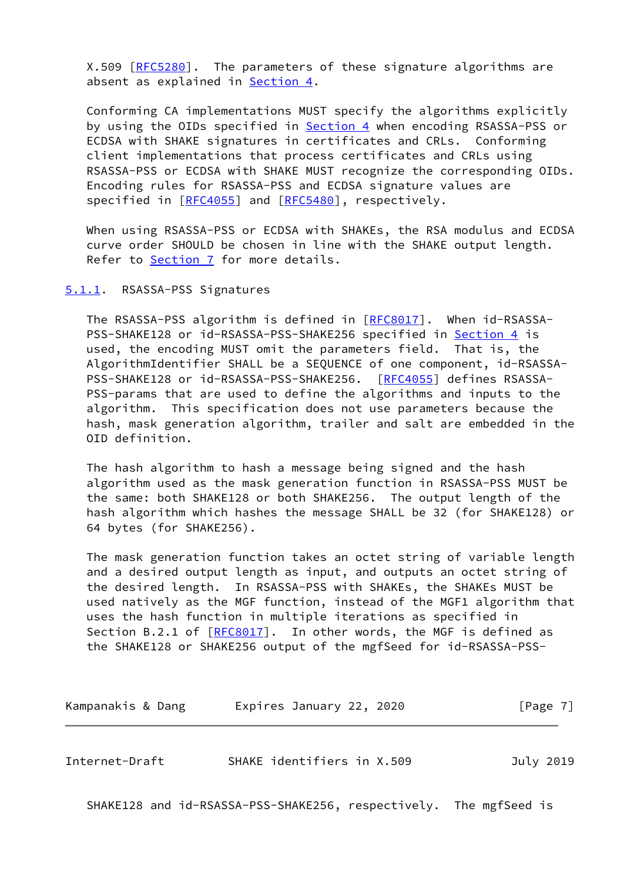X.509 [RFC5280]. The parameters of these signature algorithms are absent as explained in Section 4.

Conforming CA implementations MUST specify the algorithms explicitly by using the OIDs specified in Section 4 when encoding RSASSA-PSS or ECDSA with SHAKE signatures in certificates and CRLs. Conforming client implementations that process certificates and CRLs using RSASSA-PSS or ECDSA with SHAKE MUST recognize the corresponding OIDs. Encoding rules for RSASSA-PSS and ECDSA signature values are specified in [RFC4055] and [RFC5480], respectively.

When using RSASSA-PSS or ECDSA with SHAKEs, the RSA modulus and ECDSA curve order SHOULD be chosen in line with the SHAKE output length. Refer to Section 7 for more details.

### 5.1.1. RSASSA-PSS Signatures

The RSASSA-PSS algorithm is defined in [RFC8017]. When id-RSASSA-PSS-SHAKE128 or id-RSASSA-PSS-SHAKE256 specified in Section 4 is used, the encoding MUST omit the parameters field. That is, the AlgorithmIdentifier SHALL be a SEQUENCE of one component, id-RSASSA-PSS-SHAKE128 or id-RSASSA-PSS-SHAKE256. [RFC4055] defines RSASSA-PSS-params that are used to define the algorithms and inputs to the algorithm. This specification does not use parameters because the hash, mask generation algorithm, trailer and salt are embedded in the OID definition.

The hash algorithm to hash a message being signed and the hash algorithm used as the mask generation function in RSASSA-PSS MUST be the same: both SHAKE128 or both SHAKE256. The output length of the hash algorithm which hashes the message SHALL be 32 (for SHAKE128) or 64 bytes (for SHAKE256).

The mask generation function takes an octet string of variable length and a desired output length as input, and outputs an octet string of the desired length. In RSASSA-PSS with SHAKEs, the SHAKEs MUST be used natively as the MGF function, instead of the MGF1 algorithm that uses the hash function in multiple iterations as specified in Section B.2.1 of [RFC8017]. In other words, the MGF is defined as the SHAKE128 or SHAKE256 output of the mgfSeed for id-RSASSA-PSS-SHAKE128 and id-RSASSA-PSS-SHAKE256, respectively. The mgfSeed is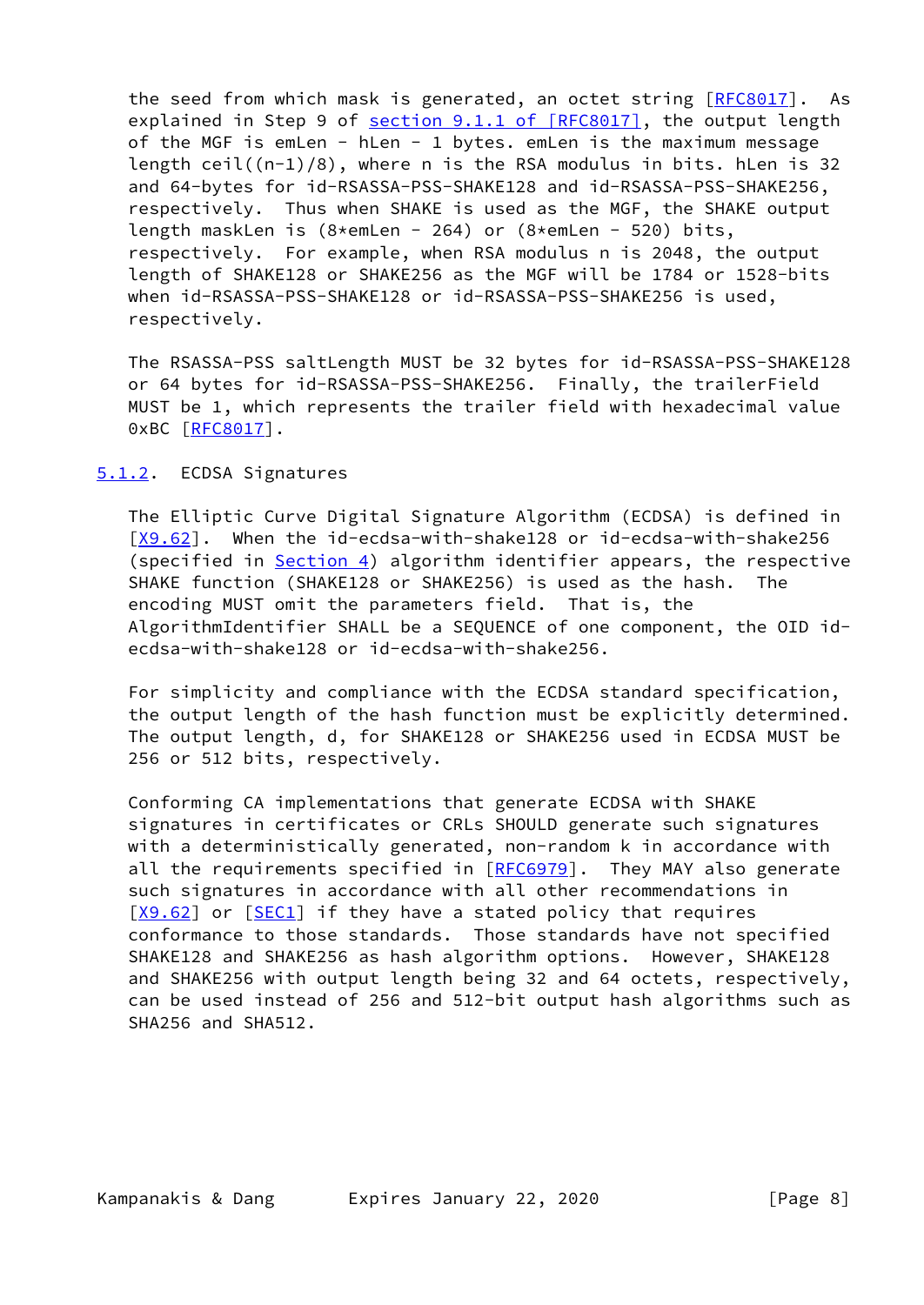the seed from which mask is generated, an octet string [RFC8017]. As explained in Step 9 of section 9.1.1 of [RFC8017], the output length of the MGF is emLen - hLen - 1 bytes. emLen is the maximum message length ceil((n-1)/8), where n is the RSA modulus in bits. hLen is 32 and 64-bytes for id-RSASSA-PSS-SHAKE128 and id-RSASSA-PSS-SHAKE256, respectively. Thus when SHAKE is used as the MGF, the SHAKE output length maskLen is (8*emLen - 264) or (8*emLen - 520) bits, respectively. For example, when RSA modulus n is 2048, the output length of SHAKE128 or SHAKE256 as the MGF will be 1784 or 1528-bits when id-RSASSA-PSS-SHAKE128 or id-RSASSA-PSS-SHAKE256 is used, respectively.

The RSASSA-PSS saltLength MUST be 32 bytes for id-RSASSA-PSS-SHAKE128 or 64 bytes for id-RSASSA-PSS-SHAKE256. Finally, the trailerField MUST be 1, which represents the trailer field with hexadecimal value 0xBC [RFC8017].

### 5.1.2. ECDSA Signatures

The Elliptic Curve Digital Signature Algorithm (ECDSA) is defined in [X9.62]. When the id-ecdsa-with-shake128 or id-ecdsa-with-shake256 (specified in Section 4) algorithm identifier appears, the respective SHAKE function (SHAKE128 or SHAKE256) is used as the hash. The encoding MUST omit the parameters field. That is, the AlgorithmIdentifier SHALL be a SEQUENCE of one component, the OID id-ecdsa-with-shake128 or id-ecdsa-with-shake256.

For simplicity and compliance with the ECDSA standard specification, the output length of the hash function must be explicitly determined. The output length, d, for SHAKE128 or SHAKE256 used in ECDSA MUST be 256 or 512 bits, respectively.

Conforming CA implementations that generate ECDSA with SHAKE signatures in certificates or CRLs SHOULD generate such signatures with a deterministically generated, non-random k in accordance with all the requirements specified in [RFC6979]. They MAY also generate such signatures in accordance with all other recommendations in [X9.62] or [SEC1] if they have a stated policy that requires conformance to those standards. Those standards have not specified SHAKE128 and SHAKE256 as hash algorithm options. However, SHAKE128 and SHAKE256 with output length being 32 and 64 octets, respectively, can be used instead of 256 and 512-bit output hash algorithms such as SHA256 and SHA512.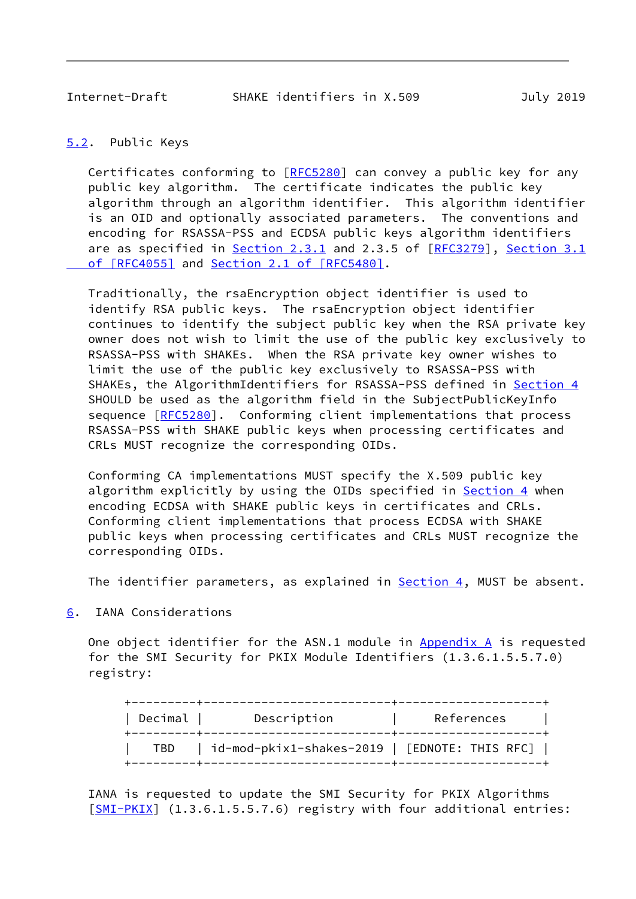### 5.2. Public Keys

Certificates conforming to [RFC5280] can convey a public key for any public key algorithm. The certificate indicates the public key algorithm through an algorithm identifier. This algorithm identifier is an OID and optionally associated parameters. The conventions and encoding for RSASSA-PSS and ECDSA public keys algorithm identifiers are as specified in Section 2.3.1 and 2.3.5 of [RFC3279], Section 3.1 of [RFC4055] and Section 2.1 of [RFC5480].

Traditionally, the rsaEncryption object identifier is used to identify RSA public keys. The rsaEncryption object identifier continues to identify the subject public key when the RSA private key owner does not wish to limit the use of the public key exclusively to RSASSA-PSS with SHAKEs. When the RSA private key owner wishes to limit the use of the public key exclusively to RSASSA-PSS with SHAKEs, the AlgorithmIdentifiers for RSASSA-PSS defined in Section 4 SHOULD be used as the algorithm field in the SubjectPublicKeyInfo sequence [RFC5280]. Conforming client implementations that process RSASSA-PSS with SHAKE public keys when processing certificates and CRLs MUST recognize the corresponding OIDs.

Conforming CA implementations MUST specify the X.509 public key algorithm explicitly by using the OIDs specified in Section 4 when encoding ECDSA with SHAKE public keys in certificates and CRLs. Conforming client implementations that process ECDSA with SHAKE public keys when processing certificates and CRLs MUST recognize the corresponding OIDs.

The identifier parameters, as explained in Section 4, MUST be absent.

## 6. IANA Considerations

One object identifier for the ASN.1 module in Appendix A is requested for the SMI Security for PKIX Module Identifiers (1.3.6.1.5.5.7.0) registry:

| Decimal | Description | References |
|---|---|---|
| TBD | id-mod-pkix1-shakes-2019 | [EDNOTE: THIS RFC] |

IANA is requested to update the SMI Security for PKIX Algorithms [SMI-PKIX] (1.3.6.1.5.5.7.6) registry with four additional entries: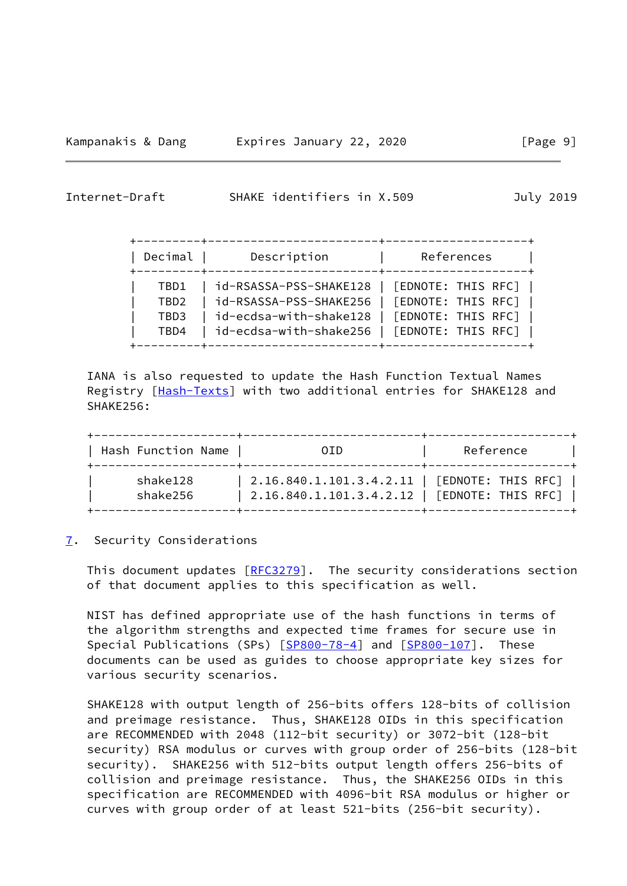| Decimal | Description | References |
|---|---|---|
| TBD1 | id-RSASSA-PSS-SHAKE128 | [EDNOTE: THIS RFC] |
| TBD2 | id-RSASSA-PSS-SHAKE256 | [EDNOTE: THIS RFC] |
| TBD3 | id-ecdsa-with-shake128 | [EDNOTE: THIS RFC] |
| TBD4 | id-ecdsa-with-shake256 | [EDNOTE: THIS RFC] |

IANA is also requested to update the Hash Function Textual Names Registry [Hash-Texts] with two additional entries for SHAKE128 and SHAKE256:

| Hash Function Name | OID | Reference |
|---|---|---|
| shake128 | 2.16.840.1.101.3.4.2.11 | [EDNOTE: THIS RFC] |
| shake256 | 2.16.840.1.101.3.4.2.12 | [EDNOTE: THIS RFC] |

## 7. Security Considerations

This document updates [RFC3279]. The security considerations section of that document applies to this specification as well.

NIST has defined appropriate use of the hash functions in terms of the algorithm strengths and expected time frames for secure use in Special Publications (SPs) [SP800-78-4] and [SP800-107]. These documents can be used as guides to choose appropriate key sizes for various security scenarios.

SHAKE128 with output length of 256-bits offers 128-bits of collision and preimage resistance. Thus, SHAKE128 OIDs in this specification are RECOMMENDED with 2048 (112-bit security) or 3072-bit (128-bit security) RSA modulus or curves with group order of 256-bits (128-bit security). SHAKE256 with 512-bits output length offers 256-bits of collision and preimage resistance. Thus, the SHAKE256 OIDs in this specification are RECOMMENDED with 4096-bit RSA modulus or higher or curves with group order of at least 521-bits (256-bit security).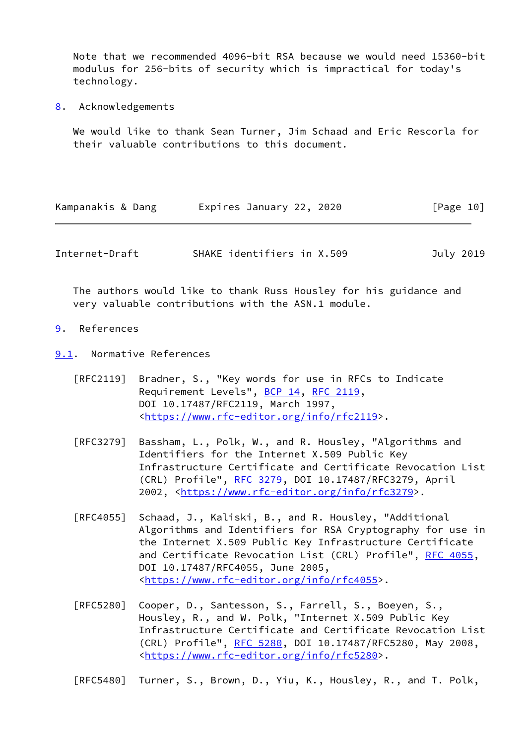Note that we recommended 4096-bit RSA because we would need 15360-bit modulus for 256-bits of security which is impractical for today's technology.

## 8. Acknowledgements

We would like to thank Sean Turner, Jim Schaad and Eric Rescorla for their valuable contributions to this document.

The authors would like to thank Russ Housley for his guidance and very valuable contributions with the ASN.1 module.

## 9. References

### 9.1. Normative References

[RFC2119] Bradner, S., "Key words for use in RFCs to Indicate Requirement Levels", BCP 14, RFC 2119, DOI 10.17487/RFC2119, March 1997, <https://www.rfc-editor.org/info/rfc2119>.

[RFC3279] Bassham, L., Polk, W., and R. Housley, "Algorithms and Identifiers for the Internet X.509 Public Key Infrastructure Certificate and Certificate Revocation List (CRL) Profile", RFC 3279, DOI 10.17487/RFC3279, April 2002, <https://www.rfc-editor.org/info/rfc3279>.

[RFC4055] Schaad, J., Kaliski, B., and R. Housley, "Additional Algorithms and Identifiers for RSA Cryptography for use in the Internet X.509 Public Key Infrastructure Certificate and Certificate Revocation List (CRL) Profile", RFC 4055, DOI 10.17487/RFC4055, June 2005, <https://www.rfc-editor.org/info/rfc4055>.

[RFC5280] Cooper, D., Santesson, S., Farrell, S., Boeyen, S., Housley, R., and W. Polk, "Internet X.509 Public Key Infrastructure Certificate and Certificate Revocation List (CRL) Profile", RFC 5280, DOI 10.17487/RFC5280, May 2008, <https://www.rfc-editor.org/info/rfc5280>.

[RFC5480] Turner, S., Brown, D., Yiu, K., Housley, R., and T. Polk,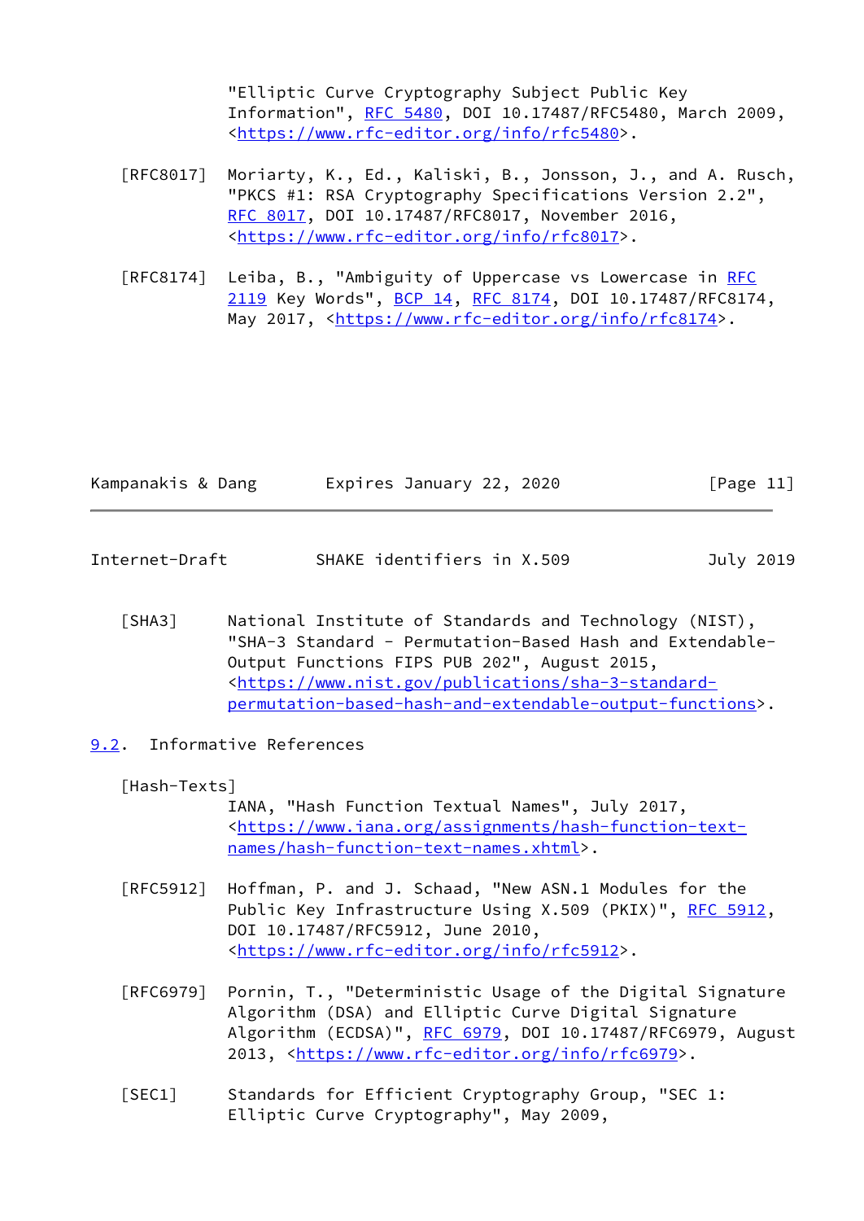"Elliptic Curve Cryptography Subject Public Key Information", RFC 5480, DOI 10.17487/RFC5480, March 2009, <https://www.rfc-editor.org/info/rfc5480>.

[RFC8017] Moriarty, K., Ed., Kaliski, B., Jonsson, J., and A. Rusch, "PKCS #1: RSA Cryptography Specifications Version 2.2", RFC 8017, DOI 10.17487/RFC8017, November 2016, <https://www.rfc-editor.org/info/rfc8017>.

[RFC8174] Leiba, B., "Ambiguity of Uppercase vs Lowercase in RFC 2119 Key Words", BCP 14, RFC 8174, DOI 10.17487/RFC8174, May 2017, <https://www.rfc-editor.org/info/rfc8174>.

[SHA3] National Institute of Standards and Technology (NIST), "SHA-3 Standard - Permutation-Based Hash and Extendable-Output Functions FIPS PUB 202", August 2015, <https://www.nist.gov/publications/sha-3-standard-permutation-based-hash-and-extendable-output-functions>.

## 9.2. Informative References

[Hash-Texts] IANA, "Hash Function Textual Names", July 2017, <https://www.iana.org/assignments/hash-function-text-names/hash-function-text-names.xhtml>.

[RFC5912] Hoffman, P. and J. Schaad, "New ASN.1 Modules for the Public Key Infrastructure Using X.509 (PKIX)", RFC 5912, DOI 10.17487/RFC5912, June 2010, <https://www.rfc-editor.org/info/rfc5912>.

[RFC6979] Pornin, T., "Deterministic Usage of the Digital Signature Algorithm (DSA) and Elliptic Curve Digital Signature Algorithm (ECDSA)", RFC 6979, DOI 10.17487/RFC6979, August 2013, <https://www.rfc-editor.org/info/rfc6979>.

[SEC1] Standards for Efficient Cryptography Group, "SEC 1: Elliptic Curve Cryptography", May 2009,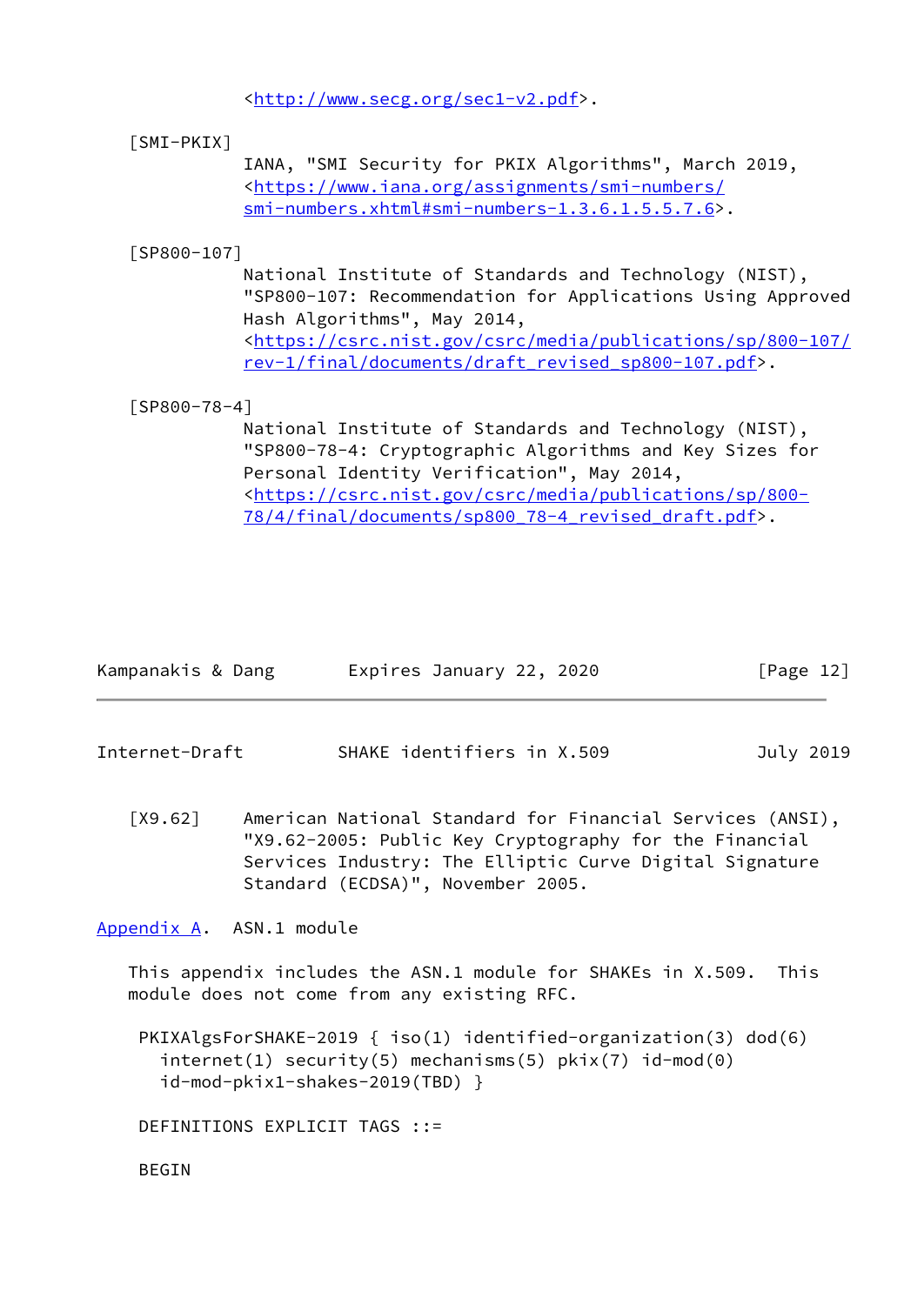<http://www.secg.org/sec1-v2.pdf>.

[SMI-PKIX]
IANA, "SMI Security for PKIX Algorithms", March 2019, <https://www.iana.org/assignments/smi-numbers/smi-numbers.xhtml#smi-numbers-1.3.6.1.5.5.7.6>.

[SP800-107]
National Institute of Standards and Technology (NIST), "SP800-107: Recommendation for Applications Using Approved Hash Algorithms", May 2014, <https://csrc.nist.gov/csrc/media/publications/sp/800-107/rev-1/final/documents/draft_revised_sp800-107.pdf>.

[SP800-78-4]
National Institute of Standards and Technology (NIST), "SP800-78-4: Cryptographic Algorithms and Key Sizes for Personal Identity Verification", May 2014, <https://csrc.nist.gov/csrc/media/publications/sp/800-78/4/final/documents/sp800_78-4_revised_draft.pdf>.

[X9.62]
American National Standard for Financial Services (ANSI), "X9.62-2005: Public Key Cryptography for the Financial Services Industry: The Elliptic Curve Digital Signature Standard (ECDSA)", November 2005.

## Appendix A. ASN.1 module

This appendix includes the ASN.1 module for SHAKEs in X.509. This module does not come from any existing RFC.

```
PKIXAlgsForSHAKE-2019 { iso(1) identified-organization(3) dod(6)
  internet(1) security(5) mechanisms(5) pkix(7) id-mod(0)
  id-mod-pkix1-shakes-2019(TBD) }

DEFINITIONS EXPLICIT TAGS ::=

BEGIN
```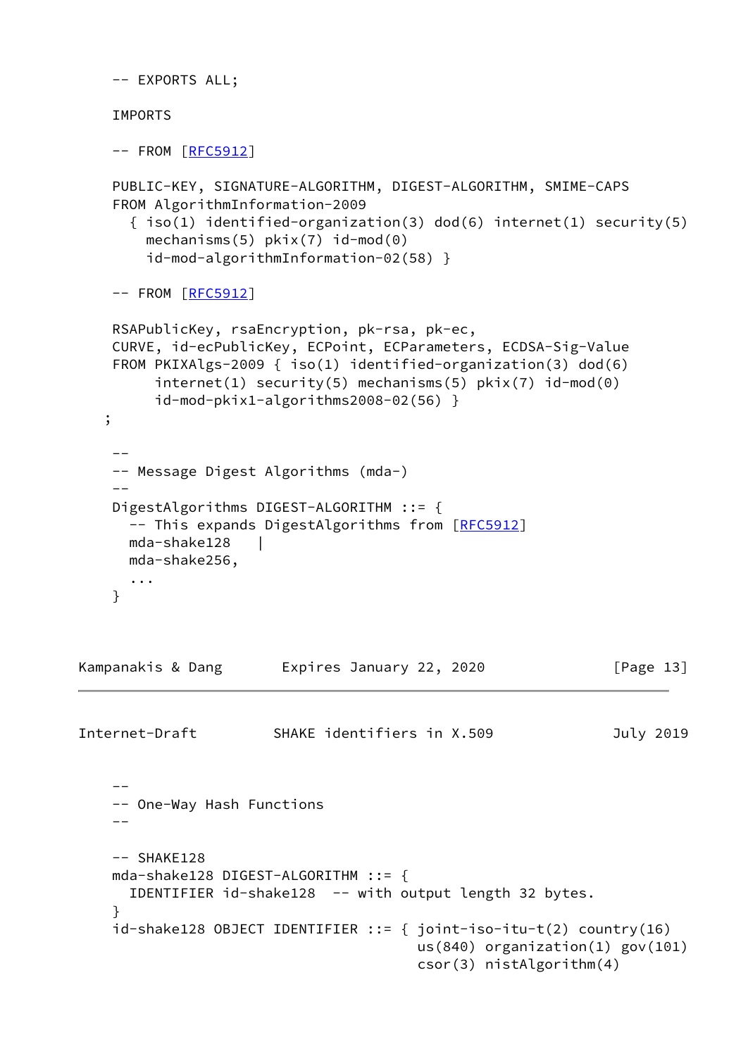```
-- EXPORTS ALL;

IMPORTS

-- FROM [RFC5912]

PUBLIC-KEY, SIGNATURE-ALGORITHM, DIGEST-ALGORITHM, SMIME-CAPS
FROM AlgorithmInformation-2009
  { iso(1) identified-organization(3) dod(6) internet(1) security(5)
    mechanisms(5) pkix(7) id-mod(0)
    id-mod-algorithmInformation-02(58) }

-- FROM [RFC5912]

RSAPublicKey, rsaEncryption, pk-rsa, pk-ec,
CURVE, id-ecPublicKey, ECPoint, ECParameters, ECDSA-Sig-Value
FROM PKIXAlgs-2009 { iso(1) identified-organization(3) dod(6)
     internet(1) security(5) mechanisms(5) pkix(7) id-mod(0)
     id-mod-pkix1-algorithms2008-02(56) }
;

--
-- Message Digest Algorithms (mda-)
--
DigestAlgorithms DIGEST-ALGORITHM ::= {
  -- This expands DigestAlgorithms from [RFC5912]
  mda-shake128   |
  mda-shake256,
  ...
}

--
-- One-Way Hash Functions
--

-- SHAKE128
mda-shake128 DIGEST-ALGORITHM ::= {
  IDENTIFIER id-shake128  -- with output length 32 bytes.
}
id-shake128 OBJECT IDENTIFIER ::= { joint-iso-itu-t(2) country(16)
                                    us(840) organization(1) gov(101)
                                    csor(3) nistAlgorithm(4)
```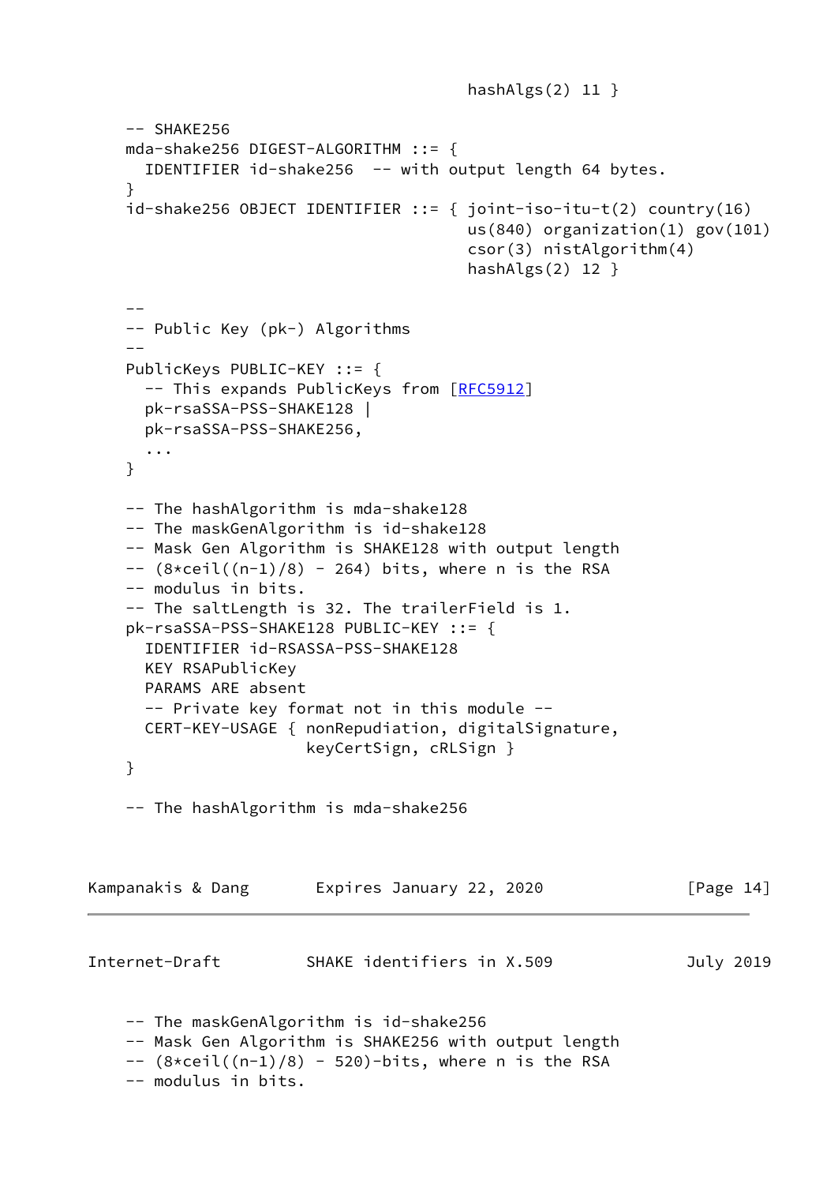```
                                          hashAlgs(2) 11 }

   -- SHAKE256
   mda-shake256 DIGEST-ALGORITHM ::= {
     IDENTIFIER id-shake256  -- with output length 64 bytes.
   }
   id-shake256 OBJECT IDENTIFIER ::= { joint-iso-itu-t(2) country(16)
                                       us(840) organization(1) gov(101)
                                       csor(3) nistAlgorithm(4)
                                       hashAlgs(2) 12 }

   --
   -- Public Key (pk-) Algorithms
   --
   PublicKeys PUBLIC-KEY ::= {
     -- This expands PublicKeys from [RFC5912]
     pk-rsaSSA-PSS-SHAKE128 |
     pk-rsaSSA-PSS-SHAKE256,
     ...
   }

   -- The hashAlgorithm is mda-shake128
   -- The maskGenAlgorithm is id-shake128
   -- Mask Gen Algorithm is SHAKE128 with output length
   -- (8*ceil((n-1)/8) - 264) bits, where n is the RSA
   -- modulus in bits.
   -- The saltLength is 32. The trailerField is 1.
   pk-rsaSSA-PSS-SHAKE128 PUBLIC-KEY ::= {
     IDENTIFIER id-RSASSA-PSS-SHAKE128
     KEY RSAPublicKey
     PARAMS ARE absent
     -- Private key format not in this module --
     CERT-KEY-USAGE { nonRepudiation, digitalSignature,
                      keyCertSign, cRLSign }
   }

   -- The hashAlgorithm is mda-shake256

   -- The maskGenAlgorithm is id-shake256
   -- Mask Gen Algorithm is SHAKE256 with output length
   -- (8*ceil((n-1)/8) - 520)-bits, where n is the RSA
   -- modulus in bits.
```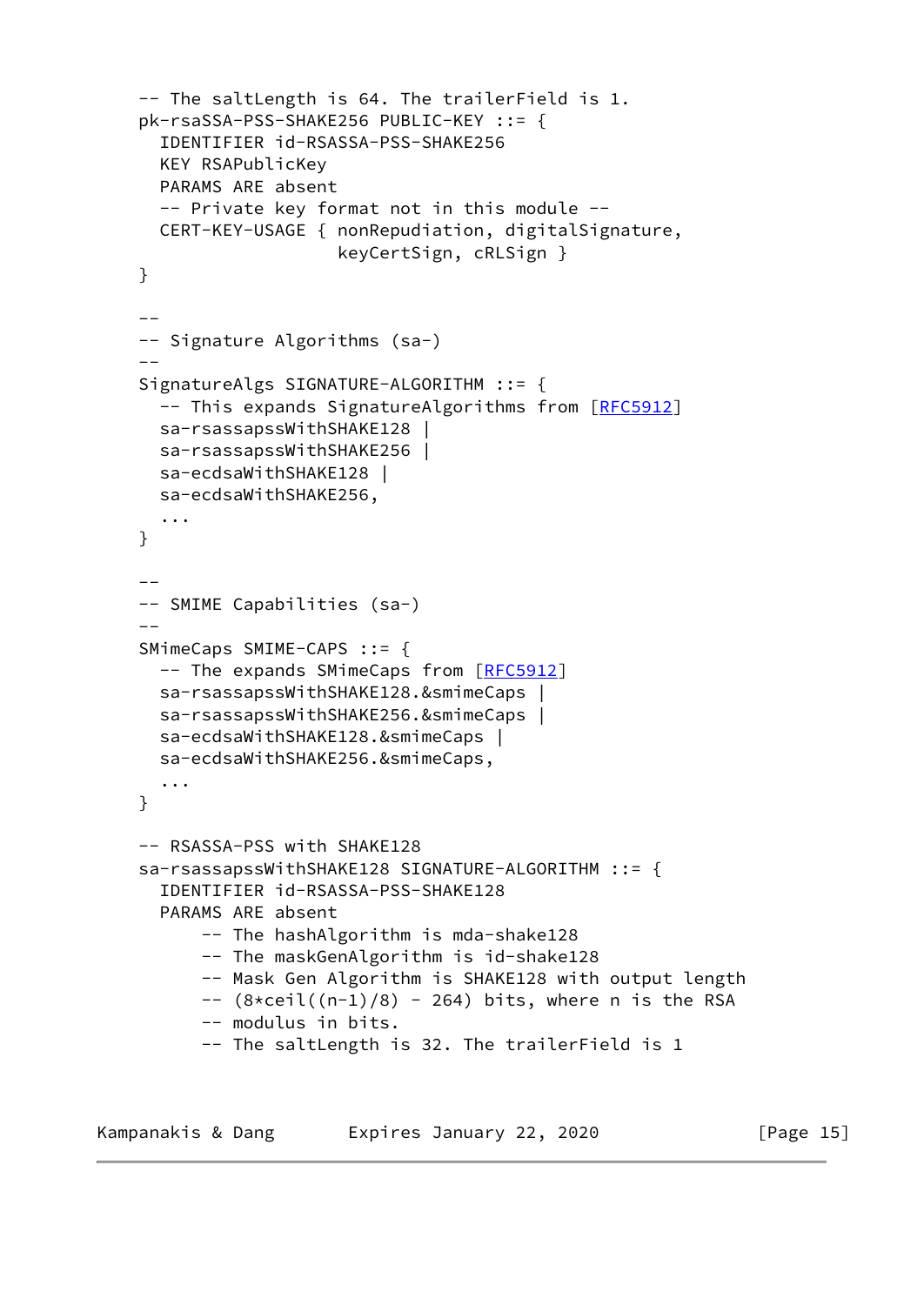```
   -- The saltLength is 64. The trailerField is 1.
   pk-rsaSSA-PSS-SHAKE256 PUBLIC-KEY ::= {
     IDENTIFIER id-RSASSA-PSS-SHAKE256
     KEY RSAPublicKey
     PARAMS ARE absent
     -- Private key format not in this module --
     CERT-KEY-USAGE { nonRepudiation, digitalSignature,
                      keyCertSign, cRLSign }
   }

   --
   -- Signature Algorithms (sa-)
   --
   SignatureAlgs SIGNATURE-ALGORITHM ::= {
     -- This expands SignatureAlgorithms from [RFC5912]
     sa-rsassapssWithSHAKE128 |
     sa-rsassapssWithSHAKE256 |
     sa-ecdsaWithSHAKE128 |
     sa-ecdsaWithSHAKE256,
     ...
   }

   --
   -- SMIME Capabilities (sa-)
   --
   SMimeCaps SMIME-CAPS ::= {
     -- The expands SMimeCaps from [RFC5912]
     sa-rsassapssWithSHAKE128.&smimeCaps |
     sa-rsassapssWithSHAKE256.&smimeCaps |
     sa-ecdsaWithSHAKE128.&smimeCaps |
     sa-ecdsaWithSHAKE256.&smimeCaps,
     ...
   }

   -- RSASSA-PSS with SHAKE128
   sa-rsassapssWithSHAKE128 SIGNATURE-ALGORITHM ::= {
     IDENTIFIER id-RSASSA-PSS-SHAKE128
     PARAMS ARE absent
         -- The hashAlgorithm is mda-shake128
         -- The maskGenAlgorithm is id-shake128
         -- Mask Gen Algorithm is SHAKE128 with output length
         -- (8*ceil((n-1)/8) - 264) bits, where n is the RSA
         -- modulus in bits.
         -- The saltLength is 32. The trailerField is 1
```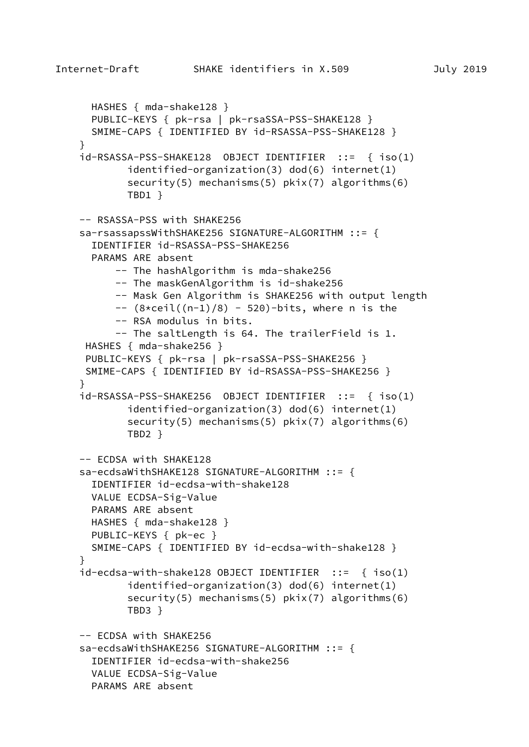```
      HASHES { mda-shake128 }
      PUBLIC-KEYS { pk-rsa | pk-rsaSSA-PSS-SHAKE128 }
      SMIME-CAPS { IDENTIFIED BY id-RSASSA-PSS-SHAKE128 }
    }
    id-RSASSA-PSS-SHAKE128  OBJECT IDENTIFIER  ::=  { iso(1)
            identified-organization(3) dod(6) internet(1)
            security(5) mechanisms(5) pkix(7) algorithms(6)
            TBD1 }

    -- RSASSA-PSS with SHAKE256
    sa-rsassapssWithSHAKE256 SIGNATURE-ALGORITHM ::= {
      IDENTIFIER id-RSASSA-PSS-SHAKE256
      PARAMS ARE absent
          -- The hashAlgorithm is mda-shake256
          -- The maskGenAlgorithm is id-shake256
          -- Mask Gen Algorithm is SHAKE256 with output length
          -- (8*ceil((n-1)/8) - 520)-bits, where n is the
          -- RSA modulus in bits.
          -- The saltLength is 64. The trailerField is 1.
     HASHES { mda-shake256 }
     PUBLIC-KEYS { pk-rsa | pk-rsaSSA-PSS-SHAKE256 }
     SMIME-CAPS { IDENTIFIED BY id-RSASSA-PSS-SHAKE256 }
    }
    id-RSASSA-PSS-SHAKE256  OBJECT IDENTIFIER  ::=  { iso(1)
            identified-organization(3) dod(6) internet(1)
            security(5) mechanisms(5) pkix(7) algorithms(6)
            TBD2 }

    -- ECDSA with SHAKE128
    sa-ecdsaWithSHAKE128 SIGNATURE-ALGORITHM ::= {
      IDENTIFIER id-ecdsa-with-shake128
      VALUE ECDSA-Sig-Value
      PARAMS ARE absent
      HASHES { mda-shake128 }
      PUBLIC-KEYS { pk-ec }
      SMIME-CAPS { IDENTIFIED BY id-ecdsa-with-shake128 }
    }
    id-ecdsa-with-shake128 OBJECT IDENTIFIER  ::=  { iso(1)
            identified-organization(3) dod(6) internet(1)
            security(5) mechanisms(5) pkix(7) algorithms(6)
            TBD3 }

    -- ECDSA with SHAKE256
    sa-ecdsaWithSHAKE256 SIGNATURE-ALGORITHM ::= {
      IDENTIFIER id-ecdsa-with-shake256
      VALUE ECDSA-Sig-Value
      PARAMS ARE absent
```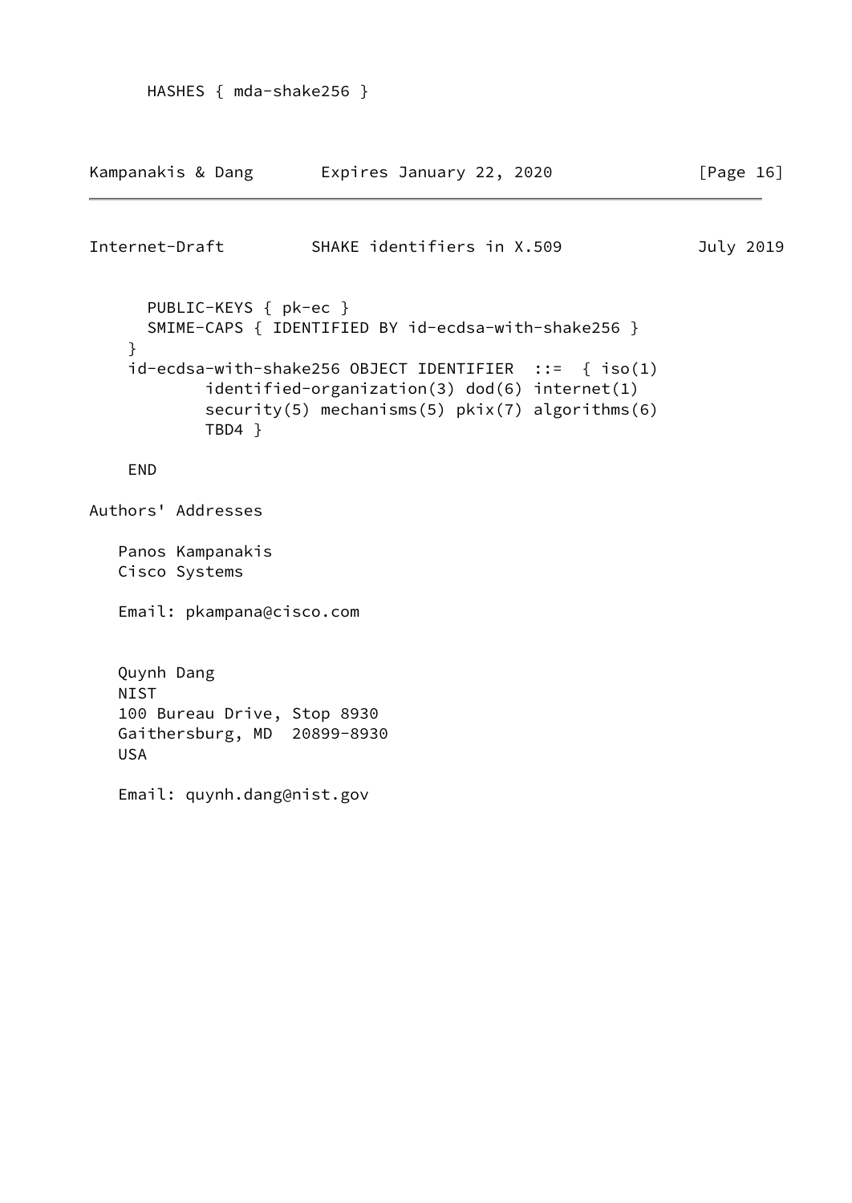```
      HASHES { mda-shake256 }
```

```
      PUBLIC-KEYS { pk-ec }
      SMIME-CAPS { IDENTIFIED BY id-ecdsa-with-shake256 }
    }
    id-ecdsa-with-shake256 OBJECT IDENTIFIER  ::=  { iso(1)
            identified-organization(3) dod(6) internet(1)
            security(5) mechanisms(5) pkix(7) algorithms(6)
            TBD4 }

    END
```

## Authors' Addresses

Panos Kampanakis
Cisco Systems

Email: pkampana@cisco.com

Quynh Dang
NIST
100 Bureau Drive, Stop 8930
Gaithersburg, MD  20899-8930
USA

Email: quynh.dang@nist.gov